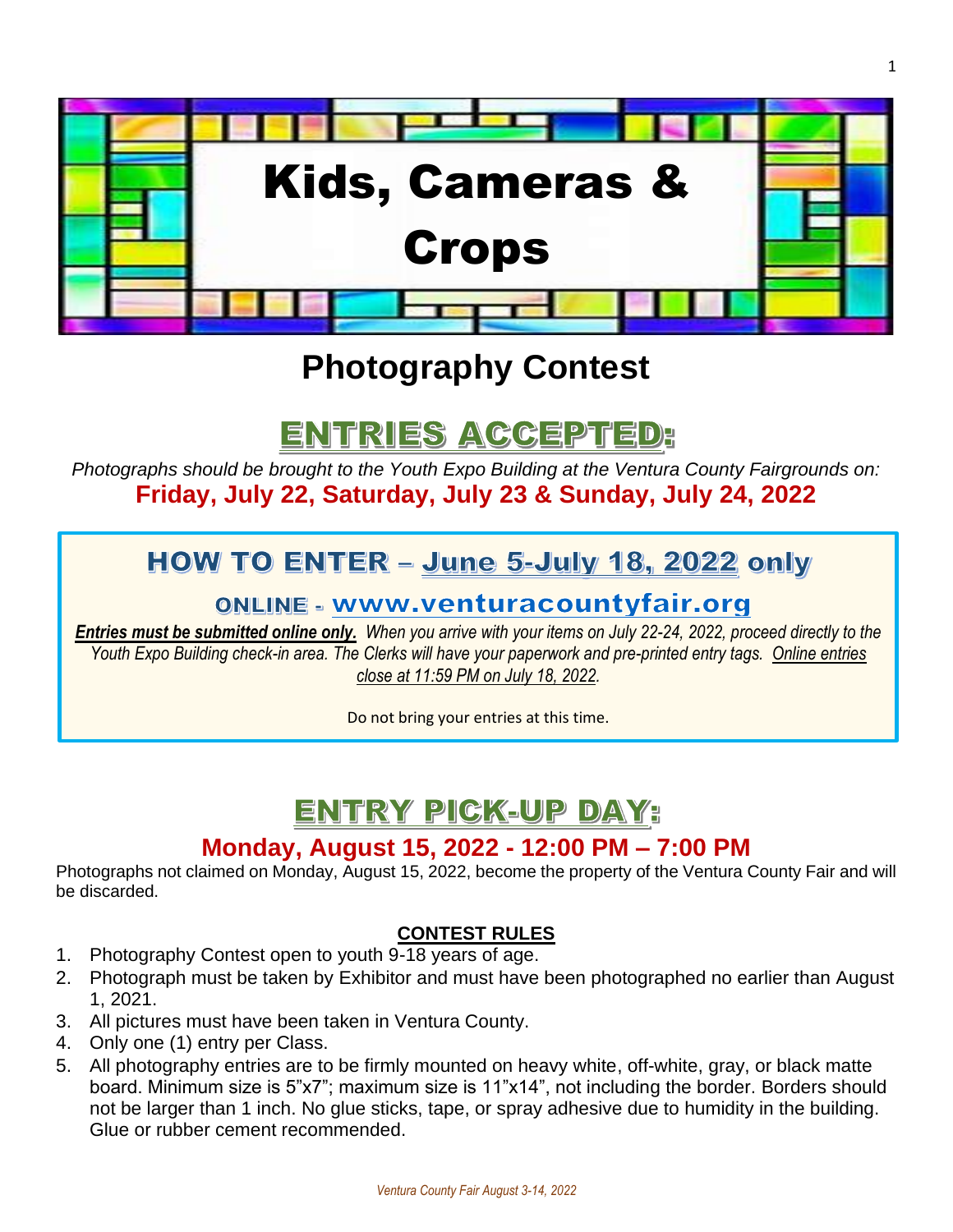# Kids, Cameras & Crops

## Photography Contest

## ENTRIES ACCEPTED:

*Photographs should be brought to the Youth Expo Building at the Ventura County Fairgrounds on:*

**Friday, July 22, Saturday, July 23 & Sunday, July 24, 2022**

## HOW TO ENTER – June 5-July 18, 2022 only

### ONLINE - www.venturacountyfair.org

***Entries must be submitted online only.*** *When you arrive with your items on July 22-24, 2022, proceed directly to the Youth Expo Building check-in area. The Clerks will have your paperwork and pre-printed entry tags. Online entries close at 11:59 PM on July 18, 2022.*

Do not bring your entries at this time.

## ENTRY PICK-UP DAY:

**Monday, August 15, 2022 - 12:00 PM – 7:00 PM**

Photographs not claimed on Monday, August 15, 2022, become the property of the Ventura County Fair and will be discarded.

### CONTEST RULES

1. Photography Contest open to youth 9-18 years of age.
2. Photograph must be taken by Exhibitor and must have been photographed no earlier than August 1, 2021.
3. All pictures must have been taken in Ventura County.
4. Only one (1) entry per Class.
5. All photography entries are to be firmly mounted on heavy white, off-white, gray, or black matte board. Minimum size is 5"x7"; maximum size is 11"x14", not including the border. Borders should not be larger than 1 inch. No glue sticks, tape, or spray adhesive due to humidity in the building. Glue or rubber cement recommended.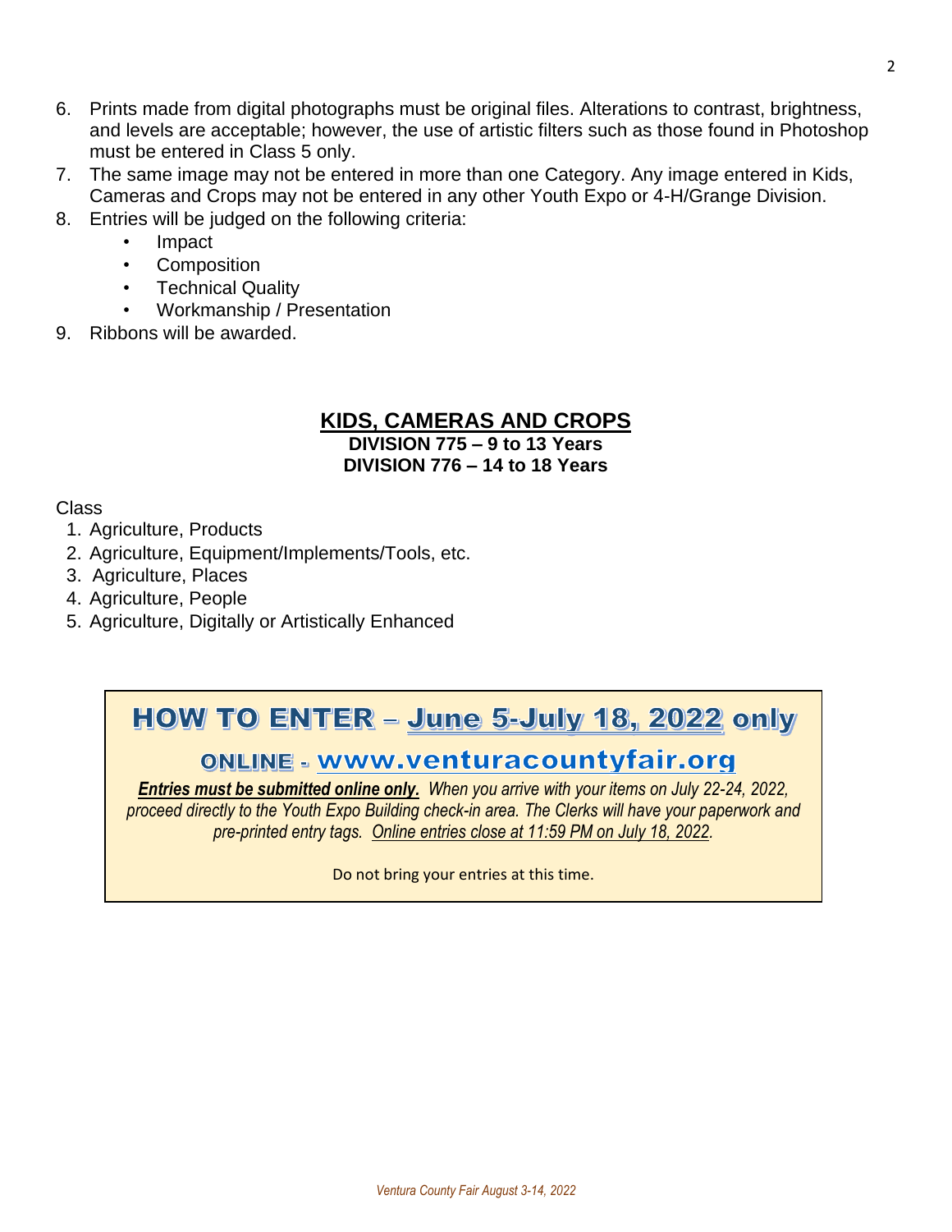6. Prints made from digital photographs must be original files. Alterations to contrast, brightness, and levels are acceptable; however, the use of artistic filters such as those found in Photoshop must be entered in Class 5 only.
7. The same image may not be entered in more than one Category. Any image entered in Kids, Cameras and Crops may not be entered in any other Youth Expo or 4-H/Grange Division.
8. Entries will be judged on the following criteria:
   - Impact
   - Composition
   - Technical Quality
   - Workmanship / Presentation
9. Ribbons will be awarded.

## KIDS, CAMERAS AND CROPS

**DIVISION 775 – 9 to 13 Years**
**DIVISION 776 – 14 to 18 Years**

Class

1. Agriculture, Products
2. Agriculture, Equipment/Implements/Tools, etc.
3. Agriculture, Places
4. Agriculture, People
5. Agriculture, Digitally or Artistically Enhanced

## HOW TO ENTER – June 5-July 18, 2022 only

### ONLINE - www.venturacountyfair.org

***Entries must be submitted online only.*** *When you arrive with your items on July 22-24, 2022, proceed directly to the Youth Expo Building check-in area. The Clerks will have your paperwork and pre-printed entry tags. Online entries close at 11:59 PM on July 18, 2022.*

Do not bring your entries at this time.